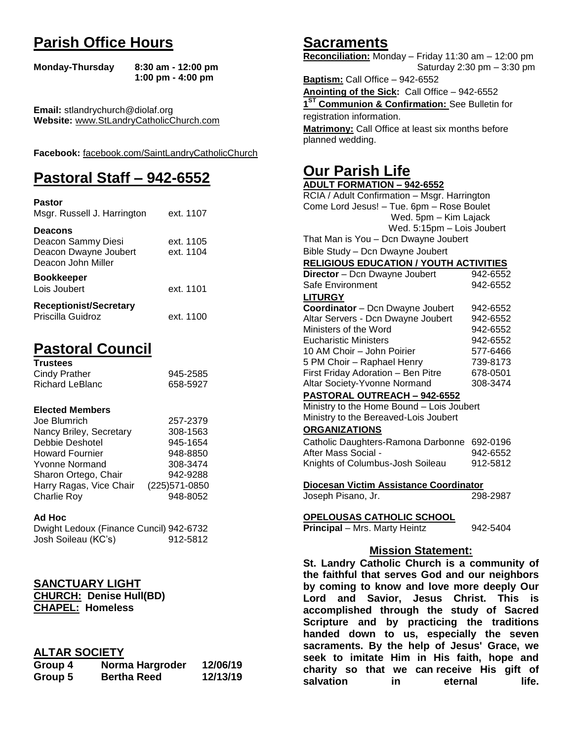# Parish Office Hours

**Monday-Thursday** **8:30 am - 12:00 pm**
**1:00 pm - 4:00 pm**

**Email:** stlandrychurch@diolaf.org
**Website:** www.StLandryCatholicChurch.com

**Facebook:** facebook.com/SaintLandryCatholicChurch

# Pastoral Staff – 942-6552

**Pastor**

| | |
|---|---|
| Msgr. Russell J. Harrington | ext. 1107 |

**Deacons**

| | |
|---|---|
| Deacon Sammy Diesi | ext. 1105 |
| Deacon Dwayne Joubert | ext. 1104 |
| Deacon John Miller | |

**Bookkeeper**

| | |
|---|---|
| Lois Joubert | ext. 1101 |

**Receptionist/Secretary**

| | |
|---|---|
| Priscilla Guidroz | ext. 1100 |

# Pastoral Council

**Trustees**

| | |
|---|---|
| Cindy Prather | 945-2585 |
| Richard LeBlanc | 658-5927 |

**Elected Members**

| | |
|---|---|
| Joe Blumrich | 257-2379 |
| Nancy Briley, Secretary | 308-1563 |
| Debbie Deshotel | 945-1654 |
| Howard Fournier | 948-8850 |
| Yvonne Normand | 308-3474 |
| Sharon Ortego, Chair | 942-9288 |
| Harry Ragas, Vice Chair | (225)571-0850 |
| Charlie Roy | 948-8052 |

**Ad Hoc**

| | |
|---|---|
| Dwight Ledoux (Finance Cuncil) | 942-6732 |
| Josh Soileau (KC's) | 912-5812 |

## SANCTUARY LIGHT

**CHURCH: Denise Hull(BD)**
**CHAPEL: Homeless**

## ALTAR SOCIETY

| | | |
|---|---|---|
| **Group 4** | **Norma Hargroder** | **12/06/19** |
| **Group 5** | **Bertha Reed** | **12/13/19** |

# Sacraments

**Reconciliation:** Monday – Friday 11:30 am – 12:00 pm
Saturday 2:30 pm – 3:30 pm

**Baptism:** Call Office – 942-6552

**Anointing of the Sick:** Call Office – 942-6552

**1ST Communion & Confirmation:** See Bulletin for registration information.

**Matrimony:** Call Office at least six months before planned wedding.

# Our Parish Life

**ADULT FORMATION – 942-6552**

RCIA / Adult Confirmation – Msgr. Harrington
Come Lord Jesus! – Tue. 6pm – Rose Boulet
Wed. 5pm – Kim Lajack
Wed. 5:15pm – Lois Joubert
That Man is You – Dcn Dwayne Joubert
Bible Study – Dcn Dwayne Joubert

**RELIGIOUS EDUCATION / YOUTH ACTIVITIES**

| | |
|---|---|
| **Director** – Dcn Dwayne Joubert | 942-6552 |
| Safe Environment | 942-6552 |

**LITURGY**

| | |
|---|---|
| **Coordinator** – Dcn Dwayne Joubert | 942-6552 |
| Altar Servers - Dcn Dwayne Joubert | 942-6552 |
| Ministers of the Word | 942-6552 |
| Eucharistic Ministers | 942-6552 |
| 10 AM Choir – John Poirier | 577-6466 |
| 5 PM Choir – Raphael Henry | 739-8173 |
| First Friday Adoration – Ben Pitre | 678-0501 |
| Altar Society-Yvonne Normand | 308-3474 |

**PASTORAL OUTREACH – 942-6552**

Ministry to the Home Bound – Lois Joubert
Ministry to the Bereaved-Lois Joubert

**ORGANIZATIONS**

| | |
|---|---|
| Catholic Daughters-Ramona Darbonne | 692-0196 |
| After Mass Social - | 942-6552 |
| Knights of Columbus-Josh Soileau | 912-5812 |

**Diocesan Victim Assistance Coordinator**

| | |
|---|---|
| Joseph Pisano, Jr. | 298-2987 |

**OPELOUSAS CATHOLIC SCHOOL**

| | |
|---|---|
| **Principal** – Mrs. Marty Heintz | 942-5404 |

## Mission Statement:

**St. Landry Catholic Church is a community of the faithful that serves God and our neighbors by coming to know and love more deeply Our Lord and Savior, Jesus Christ. This is accomplished through the study of Sacred Scripture and by practicing the traditions handed down to us, especially the seven sacraments. By the help of Jesus' Grace, we seek to imitate Him in His faith, hope and charity so that we can receive His gift of salvation in eternal life.**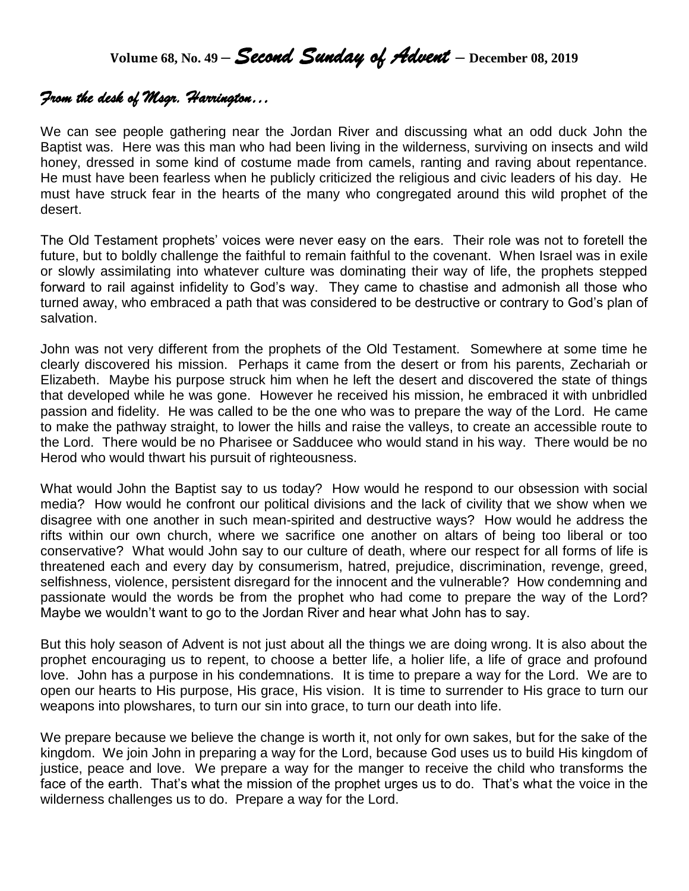# Volume 68, No. 49 – *Second Sunday of Advent* – December 08, 2019

## *From the desk of Msgr. Harrington…*

We can see people gathering near the Jordan River and discussing what an odd duck John the Baptist was. Here was this man who had been living in the wilderness, surviving on insects and wild honey, dressed in some kind of costume made from camels, ranting and raving about repentance. He must have been fearless when he publicly criticized the religious and civic leaders of his day. He must have struck fear in the hearts of the many who congregated around this wild prophet of the desert.

The Old Testament prophets' voices were never easy on the ears. Their role was not to foretell the future, but to boldly challenge the faithful to remain faithful to the covenant. When Israel was in exile or slowly assimilating into whatever culture was dominating their way of life, the prophets stepped forward to rail against infidelity to God's way. They came to chastise and admonish all those who turned away, who embraced a path that was considered to be destructive or contrary to God's plan of salvation.

John was not very different from the prophets of the Old Testament. Somewhere at some time he clearly discovered his mission. Perhaps it came from the desert or from his parents, Zechariah or Elizabeth. Maybe his purpose struck him when he left the desert and discovered the state of things that developed while he was gone. However he received his mission, he embraced it with unbridled passion and fidelity. He was called to be the one who was to prepare the way of the Lord. He came to make the pathway straight, to lower the hills and raise the valleys, to create an accessible route to the Lord. There would be no Pharisee or Sadducee who would stand in his way. There would be no Herod who would thwart his pursuit of righteousness.

What would John the Baptist say to us today? How would he respond to our obsession with social media? How would he confront our political divisions and the lack of civility that we show when we disagree with one another in such mean-spirited and destructive ways? How would he address the rifts within our own church, where we sacrifice one another on altars of being too liberal or too conservative? What would John say to our culture of death, where our respect for all forms of life is threatened each and every day by consumerism, hatred, prejudice, discrimination, revenge, greed, selfishness, violence, persistent disregard for the innocent and the vulnerable? How condemning and passionate would the words be from the prophet who had come to prepare the way of the Lord? Maybe we wouldn't want to go to the Jordan River and hear what John has to say.

But this holy season of Advent is not just about all the things we are doing wrong. It is also about the prophet encouraging us to repent, to choose a better life, a holier life, a life of grace and profound love. John has a purpose in his condemnations. It is time to prepare a way for the Lord. We are to open our hearts to His purpose, His grace, His vision. It is time to surrender to His grace to turn our weapons into plowshares, to turn our sin into grace, to turn our death into life.

We prepare because we believe the change is worth it, not only for own sakes, but for the sake of the kingdom. We join John in preparing a way for the Lord, because God uses us to build His kingdom of justice, peace and love. We prepare a way for the manger to receive the child who transforms the face of the earth. That's what the mission of the prophet urges us to do. That's what the voice in the wilderness challenges us to do. Prepare a way for the Lord.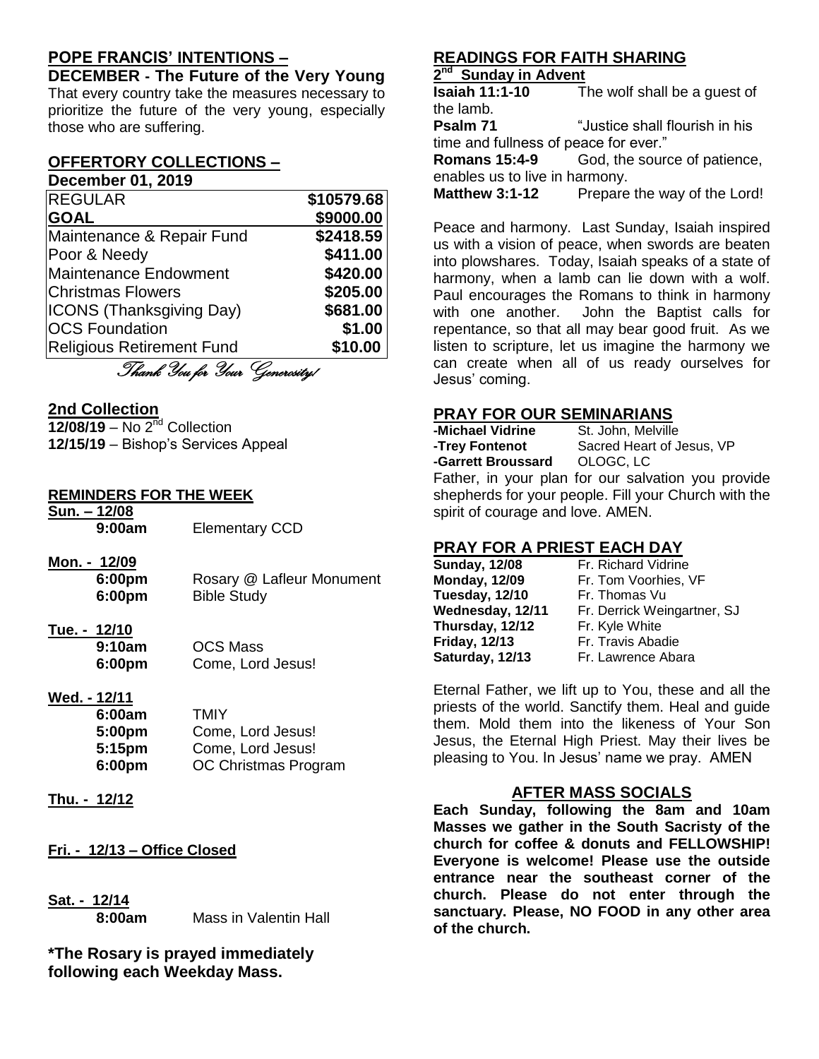## POPE FRANCIS' INTENTIONS –

**DECEMBER - The Future of the Very Young**

That every country take the measures necessary to prioritize the future of the very young, especially those who are suffering.

## OFFERTORY COLLECTIONS –

**December 01, 2019**

| REGULAR | $10579.68 |
|---|---|
| **GOAL** | **$9000.00** |
| Maintenance & Repair Fund | $2418.59 |
| Poor & Needy | $411.00 |
| Maintenance Endowment | $420.00 |
| Christmas Flowers | $205.00 |
| ICONS (Thanksgiving Day) | $681.00 |
| OCS Foundation | $1.00 |
| Religious Retirement Fund | $10.00 |

*Thank You for Your Generosity!*

## 2nd Collection

**12/08/19** – No 2nd Collection
**12/15/19** – Bishop's Services Appeal

## REMINDERS FOR THE WEEK

**Sun. – 12/08**
**9:00am** Elementary CCD

**Mon. - 12/09**
**6:00pm** Rosary @ Lafleur Monument
**6:00pm** Bible Study

**Tue. - 12/10**
**9:10am** OCS Mass
**6:00pm** Come, Lord Jesus!

**Wed. - 12/11**
**6:00am** TMIY
**5:00pm** Come, Lord Jesus!
**5:15pm** Come, Lord Jesus!
**6:00pm** OC Christmas Program

**Thu. - 12/12**

**Fri. - 12/13 – Office Closed**

**Sat. - 12/14**
**8:00am** Mass in Valentin Hall

**\*The Rosary is prayed immediately following each Weekday Mass.**

## READINGS FOR FAITH SHARING

**2nd Sunday in Advent**

**Isaiah 11:1-10** The wolf shall be a guest of the lamb.
**Psalm 71** "Justice shall flourish in his time and fullness of peace for ever."
**Romans 15:4-9** God, the source of patience, enables us to live in harmony.
**Matthew 3:1-12** Prepare the way of the Lord!

Peace and harmony. Last Sunday, Isaiah inspired us with a vision of peace, when swords are beaten into plowshares. Today, Isaiah speaks of a state of harmony, when a lamb can lie down with a wolf. Paul encourages the Romans to think in harmony with one another. John the Baptist calls for repentance, so that all may bear good fruit. As we listen to scripture, let us imagine the harmony we can create when all of us ready ourselves for Jesus' coming.

## PRAY FOR OUR SEMINARIANS

**-Michael Vidrine** St. John, Melville
**-Trey Fontenot** Sacred Heart of Jesus, VP
**-Garrett Broussard** OLOGC, LC

Father, in your plan for our salvation you provide shepherds for your people. Fill your Church with the spirit of courage and love. AMEN.

## PRAY FOR A PRIEST EACH DAY

**Sunday, 12/08** Fr. Richard Vidrine
**Monday, 12/09** Fr. Tom Voorhies, VF
**Tuesday, 12/10** Fr. Thomas Vu
**Wednesday, 12/11** Fr. Derrick Weingartner, SJ
**Thursday, 12/12** Fr. Kyle White
**Friday, 12/13** Fr. Travis Abadie
**Saturday, 12/13** Fr. Lawrence Abara

Eternal Father, we lift up to You, these and all the priests of the world. Sanctify them. Heal and guide them. Mold them into the likeness of Your Son Jesus, the Eternal High Priest. May their lives be pleasing to You. In Jesus' name we pray. AMEN

## AFTER MASS SOCIALS

**Each Sunday, following the 8am and 10am Masses we gather in the South Sacristy of the church for coffee & donuts and FELLOWSHIP! Everyone is welcome! Please use the outside entrance near the southeast corner of the church. Please do not enter through the sanctuary. Please, NO FOOD in any other area of the church.**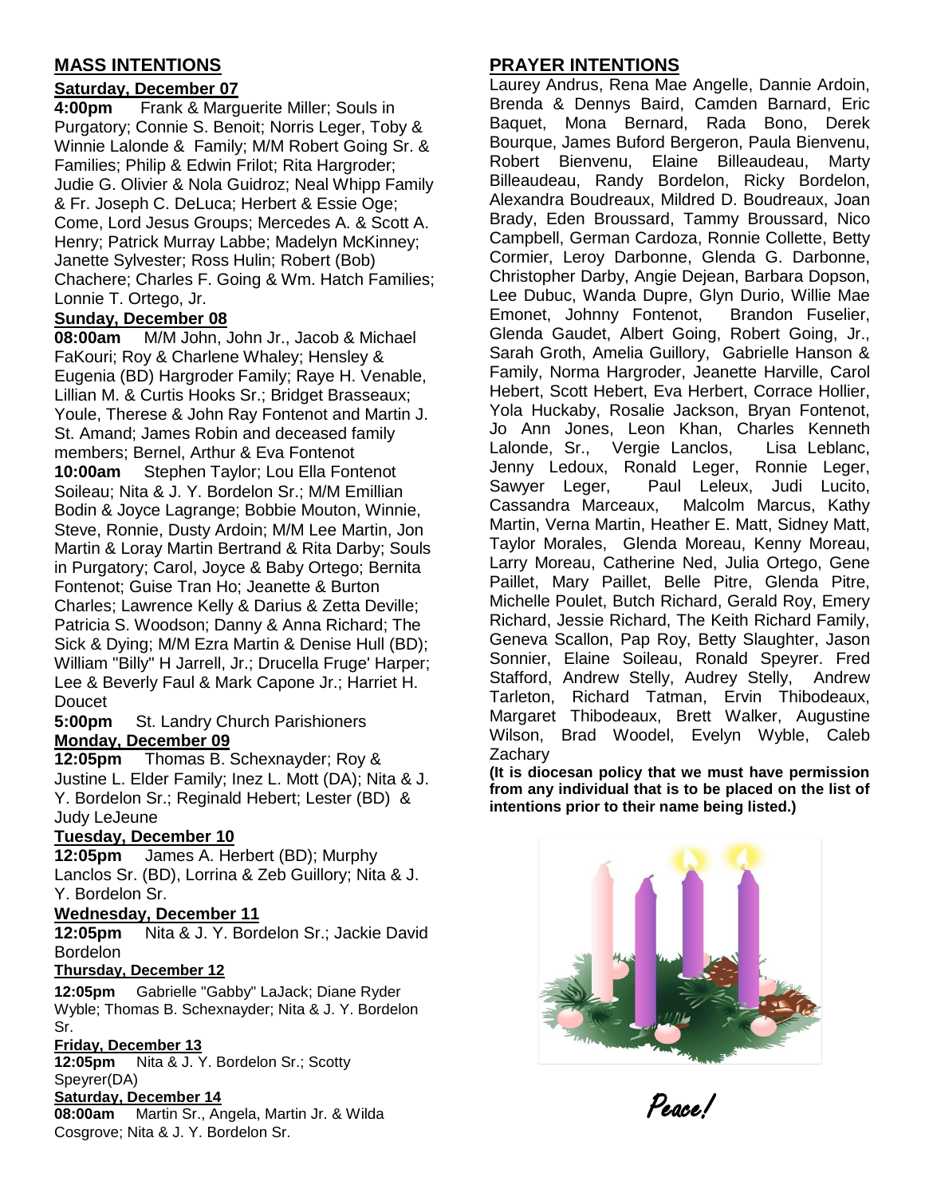## MASS INTENTIONS

### Saturday, December 07

**4:00pm** Frank & Marguerite Miller; Souls in Purgatory; Connie S. Benoit; Norris Leger, Toby & Winnie Lalonde & Family; M/M Robert Going Sr. & Families; Philip & Edwin Frilot; Rita Hargroder; Judie G. Olivier & Nola Guidroz; Neal Whipp Family & Fr. Joseph C. DeLuca; Herbert & Essie Oge; Come, Lord Jesus Groups; Mercedes A. & Scott A. Henry; Patrick Murray Labbe; Madelyn McKinney; Janette Sylvester; Ross Hulin; Robert (Bob) Chachere; Charles F. Going & Wm. Hatch Families; Lonnie T. Ortego, Jr.

### Sunday, December 08

**08:00am** M/M John, John Jr., Jacob & Michael FaKouri; Roy & Charlene Whaley; Hensley & Eugenia (BD) Hargroder Family; Raye H. Venable, Lillian M. & Curtis Hooks Sr.; Bridget Brasseaux; Youle, Therese & John Ray Fontenot and Martin J. St. Amand; James Robin and deceased family members; Bernel, Arthur & Eva Fontenot

**10:00am** Stephen Taylor; Lou Ella Fontenot Soileau; Nita & J. Y. Bordelon Sr.; M/M Emillian Bodin & Joyce Lagrange; Bobbie Mouton, Winnie, Steve, Ronnie, Dusty Ardoin; M/M Lee Martin, Jon Martin & Loray Martin Bertrand & Rita Darby; Souls in Purgatory; Carol, Joyce & Baby Ortego; Bernita Fontenot; Guise Tran Ho; Jeanette & Burton Charles; Lawrence Kelly & Darius & Zetta Deville; Patricia S. Woodson; Danny & Anna Richard; The Sick & Dying; M/M Ezra Martin & Denise Hull (BD); William "Billy" H Jarrell, Jr.; Drucella Fruge' Harper; Lee & Beverly Faul & Mark Capone Jr.; Harriet H. Doucet

**5:00pm** St. Landry Church Parishioners

### Monday, December 09

**12:05pm** Thomas B. Schexnayder; Roy & Justine L. Elder Family; Inez L. Mott (DA); Nita & J. Y. Bordelon Sr.; Reginald Hebert; Lester (BD) & Judy LeJeune

### Tuesday, December 10

**12:05pm** James A. Herbert (BD); Murphy Lanclos Sr. (BD), Lorrina & Zeb Guillory; Nita & J. Y. Bordelon Sr.

### Wednesday, December 11

**12:05pm** Nita & J. Y. Bordelon Sr.; Jackie David Bordelon

### Thursday, December 12

**12:05pm** Gabrielle "Gabby" LaJack; Diane Ryder Wyble; Thomas B. Schexnayder; Nita & J. Y. Bordelon Sr.

### Friday, December 13

**12:05pm** Nita & J. Y. Bordelon Sr.; Scotty Speyrer(DA)

### Saturday, December 14

**08:00am** Martin Sr., Angela, Martin Jr. & Wilda Cosgrove; Nita & J. Y. Bordelon Sr.

## PRAYER INTENTIONS

Laurey Andrus, Rena Mae Angelle, Dannie Ardoin, Brenda & Dennys Baird, Camden Barnard, Eric Baquet, Mona Bernard, Rada Bono, Derek Bourque, James Buford Bergeron, Paula Bienvenu, Robert Bienvenu, Elaine Billeaudeau, Marty Billeaudeau, Randy Bordelon, Ricky Bordelon, Alexandra Boudreaux, Mildred D. Boudreaux, Joan Brady, Eden Broussard, Tammy Broussard, Nico Campbell, German Cardoza, Ronnie Collette, Betty Cormier, Leroy Darbonne, Glenda G. Darbonne, Christopher Darby, Angie Dejean, Barbara Dopson, Lee Dubuc, Wanda Dupre, Glyn Durio, Willie Mae Emonet, Johnny Fontenot, Brandon Fuselier, Glenda Gaudet, Albert Going, Robert Going, Jr., Sarah Groth, Amelia Guillory, Gabrielle Hanson & Family, Norma Hargroder, Jeanette Harville, Carol Hebert, Scott Hebert, Eva Herbert, Corrace Hollier, Yola Huckaby, Rosalie Jackson, Bryan Fontenot, Jo Ann Jones, Leon Khan, Charles Kenneth Lalonde, Sr., Vergie Lanclos, Lisa Leblanc, Jenny Ledoux, Ronald Leger, Ronnie Leger, Sawyer Leger, Paul Leleux, Judi Lucito, Cassandra Marceaux, Malcolm Marcus, Kathy Martin, Verna Martin, Heather E. Matt, Sidney Matt, Taylor Morales, Glenda Moreau, Kenny Moreau, Larry Moreau, Catherine Ned, Julia Ortego, Gene Paillet, Mary Paillet, Belle Pitre, Glenda Pitre, Michelle Poulet, Butch Richard, Gerald Roy, Emery Richard, Jessie Richard, The Keith Richard Family, Geneva Scallon, Pap Roy, Betty Slaughter, Jason Sonnier, Elaine Soileau, Ronald Speyrer. Fred Stafford, Andrew Stelly, Audrey Stelly, Andrew Tarleton, Richard Tatman, Ervin Thibodeaux, Margaret Thibodeaux, Brett Walker, Augustine Wilson, Brad Woodel, Evelyn Wyble, Caleb Zachary

**(It is diocesan policy that we must have permission from any individual that is to be placed on the list of intentions prior to their name being listed.)**

*Peace!*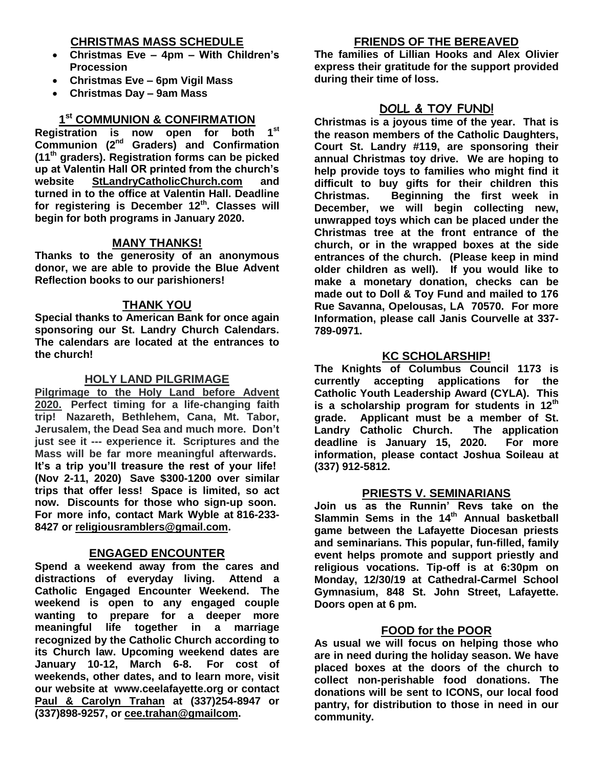## CHRISTMAS MASS SCHEDULE

- **Christmas Eve – 4pm – With Children's Procession**
- **Christmas Eve – 6pm Vigil Mass**
- **Christmas Day – 9am Mass**

## 1st COMMUNION & CONFIRMATION

**Registration is now open for both 1st Communion (2nd Graders) and Confirmation (11th graders). Registration forms can be picked up at Valentin Hall OR printed from the church's website StLandryCatholicChurch.com and turned in to the office at Valentin Hall. Deadline for registering is December 12th. Classes will begin for both programs in January 2020.**

## MANY THANKS!

**Thanks to the generosity of an anonymous donor, we are able to provide the Blue Advent Reflection books to our parishioners!**

## THANK YOU

**Special thanks to American Bank for once again sponsoring our St. Landry Church Calendars. The calendars are located at the entrances to the church!**

## HOLY LAND PILGRIMAGE

**Pilgrimage to the Holy Land before Advent 2020. Perfect timing for a life-changing faith trip! Nazareth, Bethlehem, Cana, Mt. Tabor, Jerusalem, the Dead Sea and much more. Don't just see it --- experience it. Scriptures and the Mass will be far more meaningful afterwards. It's a trip you'll treasure the rest of your life! (Nov 2-11, 2020) Save $300-1200 over similar trips that offer less! Space is limited, so act now. Discounts for those who sign-up soon. For more info, contact Mark Wyble at 816-233-8427 or religiousramblers@gmail.com.**

## ENGAGED ENCOUNTER

**Spend a weekend away from the cares and distractions of everyday living. Attend a Catholic Engaged Encounter Weekend. The weekend is open to any engaged couple wanting to prepare for a deeper more meaningful life together in a marriage recognized by the Catholic Church according to its Church law. Upcoming weekend dates are January 10-12, March 6-8. For cost of weekends, other dates, and to learn more, visit our website at www.ceelafayette.org or contact Paul & Carolyn Trahan at (337)254-8947 or (337)898-9257, or cee.trahan@gmailcom.**

## FRIENDS OF THE BEREAVED

**The families of Lillian Hooks and Alex Olivier express their gratitude for the support provided during their time of loss.**

## DOLL & TOY FUND!

**Christmas is a joyous time of the year. That is the reason members of the Catholic Daughters, Court St. Landry #119, are sponsoring their annual Christmas toy drive. We are hoping to help provide toys to families who might find it difficult to buy gifts for their children this Christmas. Beginning the first week in December, we will begin collecting new, unwrapped toys which can be placed under the Christmas tree at the front entrance of the church, or in the wrapped boxes at the side entrances of the church. (Please keep in mind older children as well). If you would like to make a monetary donation, checks can be made out to Doll & Toy Fund and mailed to 176 Rue Savanna, Opelousas, LA 70570. For more Information, please call Janis Courvelle at 337-789-0971.**

## KC SCHOLARSHIP!

**The Knights of Columbus Council 1173 is currently accepting applications for the Catholic Youth Leadership Award (CYLA). This is a scholarship program for students in 12th grade. Applicant must be a member of St. Landry Catholic Church. The application deadline is January 15, 2020. For more information, please contact Joshua Soileau at (337) 912-5812.**

## PRIESTS V. SEMINARIANS

**Join us as the Runnin' Revs take on the Slammin Sems in the 14th Annual basketball game between the Lafayette Diocesan priests and seminarians. This popular, fun-filled, family event helps promote and support priestly and religious vocations. Tip-off is at 6:30pm on Monday, 12/30/19 at Cathedral-Carmel School Gymnasium, 848 St. John Street, Lafayette. Doors open at 6 pm.**

## FOOD for the POOR

**As usual we will focus on helping those who are in need during the holiday season. We have placed boxes at the doors of the church to collect non-perishable food donations. The donations will be sent to ICONS, our local food pantry, for distribution to those in need in our community.**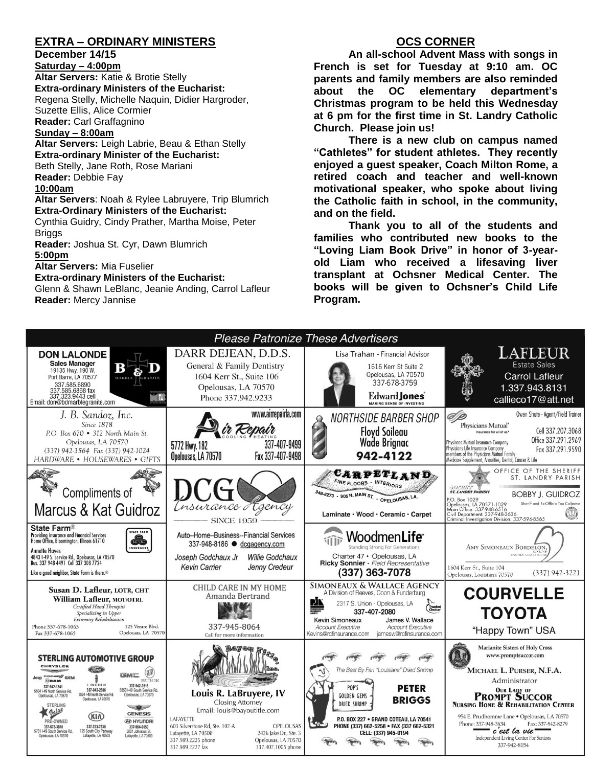## EXTRA – ORDINARY MINISTERS

**December 14/15**

**Saturday – 4:00pm**

**Altar Servers:** Katie & Brotie Stelly

**Extra-ordinary Ministers of the Eucharist:** Regena Stelly, Michelle Naquin, Didier Hargroder, Suzette Ellis, Alice Cormier

**Reader:** Carl Graffagnino

**Sunday – 8:00am**

**Altar Servers:** Leigh Labrie, Beau & Ethan Stelly

**Extra-ordinary Minister of the Eucharist:** Beth Stelly, Jane Roth, Rose Mariani

**Reader:** Debbie Fay

**10:00am**

**Altar Servers**: Noah & Rylee Labruyere, Trip Blumrich

**Extra-Ordinary Ministers of the Eucharist:** Cynthia Guidry, Cindy Prather, Martha Moise, Peter Briggs

**Reader:** Joshua St. Cyr, Dawn Blumrich

**5:00pm**

**Altar Servers:** Mia Fuselier

**Extra-ordinary Ministers of the Eucharist:** Glenn & Shawn LeBlanc, Jeanie Anding, Carrol Lafleur

**Reader:** Mercy Jannise

## OCS CORNER

**An all-school Advent Mass with songs in French is set for Tuesday at 9:10 am. OC parents and family members are also reminded about the OC elementary department's Christmas program to be held this Wednesday at 6 pm for the first time in St. Landry Catholic Church. Please join us!**

**There is a new club on campus named "Cathletes" for student athletes. They recently enjoyed a guest speaker, Coach Milton Rome, a retired coach and teacher and well-known motivational speaker, who spoke about living the Catholic faith in school, in the community, and on the field.**

**Thank you to all of the students and families who contributed new books to the "Loving Liam Book Drive" in honor of 3-year-old Liam who received a lifesaving liver transplant at Ochsner Medical Center. The books will be given to Ochsner's Child Life Program.**

### *Please Patronize These Advertisers*

**DON LALONDE** – Sales Manager – B&D Marble Granite – 19135 Hwy. 190 W., Port Barre, LA 70577 – 337.585.6890, 337.585.6868 fax, 337.323.9443 cell – Email: don@bdmarblegranite.com

**DARR DEJEAN, D.D.S.** – General & Family Dentistry – 1604 Kerr St., Suite 106, Opelousas, LA 70570 – Phone 337.942.9233

**Lisa Trahan** - Financial Advisor – Edward Jones – 1616 Kerr St Suite 2, Opelousas, LA 70570 – 337-678-3759

**LAFLEUR Estate Sales** – Carrol Lafleur – 1.337.943.8131 – callieco17@att.net

**J. B. Sandoz, Inc.** – Since 1878 – P.O. Box 670 • 312 North Main St., Opelousas, LA 70570 – (337) 942-3564 Fax (337) 942-1024 – HARDWARE • HOUSEWARES • GIFTS

**Air Repair** Cooling Heating – www.airrepairla.com – 5772 Hwy. 182, Opelousas, LA 70570 – 337-407-9499, Fax 337-407-9498

**NORTHSIDE BARBER SHOP** – Floyd Soileau, Wade Brignac – 942-4122

**Physicians Mutual** – Owen Shute - Agent/Field Trainer – Cell 337.207.3068, Office 337.291.2969, Fax 337.291.9590 – Physicians Mutual Insurance Company, Physicians Life Insurance Company, members of the Physicians Mutual Family – Medicare Supplement, Annuities, Dental, Cancer & Life

**Compliments of Marcus & Kat Guidroz**

**DCG Insurance Agency** – Since 1959 – Auto–Home–Business–Financial Services – 337-948-8186 ● dcgagency.com – Joseph Godchaux Jr, Willie Godchaux, Kevin Carrier, Jenny Credeur

**CARPETLAND** Fine Floors • Interiors – 948-8273 • 905 N. Main St. • Opelousas, LA. – Laminate • Wood • Ceramic • Carpet

**OFFICE OF THE SHERIFF ST. LANDRY PARISH** – BOBBY J. GUIDROZ, Sheriff and Ex-Officio Tax Collector – P.O. Box 1029, Opelousas, LA 70571-1029 – Main Office: 337-948-6516 – Civil Department: 337-948-3636 – Criminal Investigation Division: 337-594-8565

**State Farm®** – Providing Insurance and Financial Services, Home Office, Bloomington, Illinois 61710 – Annette Hayes – 4843 I-49 S. Service Rd., Opelousas, LA 70570 – Bus. 337 948 4491 Cell 337 308 7724 – Like a good neighbor, State Farm is there.®

**WoodmenLife** – Standing Strong For Generations – Charter 47 • Opelousas, LA – Ricky Sonnier - Field Representative – (337) 363-7078

**AMY SIMONEAUX BORDELON, DDS** Family Dentistry – 1604 Kerr St., Suite 104, Opelousas, Louisiana 70570 – (337) 942-3221

**Susan D. Lafleur, LOTR, CHT** – **William Lafleur, MOT/OTRL** – Certified Hand Therapist – Specializing in Upper Extremity Rehabilitation – Phone 337-678-1063, Fax 337-678-1065 – 125 Ventre Blvd., Opelousas, LA 70570

**CHILD CARE IN MY HOME** – Amanda Bertrand – 337-945-8064 – Call for more information

**SIMONEAUX & WALLACE AGENCY** – A Division of Reeves, Coon & Funderburg – 2317 S. Union - Opelousas, LA – 337-407-2080 – Kevin Simoneaux, Account Executive, Kevins@rcfinsurance.com – James V. Wallace, Account Executive, jamesw@rcfinsurance.com

**COURVELLE TOYOTA** – "Happy Town" USA

**STERLING AUTOMOTIVE GROUP** – Chrysler, Jeep, Dodge, Ram, GEM: 337-942-1241, 5504 I-49 North Service Rd., Opelousas, LA 70570 – Ford, Lincoln: 337-942-2686, 5524 I-49 North Service Rd., Opelousas, LA 70570 – GMC, Buick: 337-942-3516, 5853 I-49 South Service Rd., Opelousas, LA 70570 – Sterling Value Pre-Owned: 337-678-3810, 5731 I-49 South Service Rd., Opelousas, LA 70570 – Kia: 337-233-7630, 125 South City Parkway, Lafayette, LA 70503 – Genesis, Hyundai: 337-984-9050, 5001 Johnston St., Lafayette, LA 70503

**Bayou Title, Inc.** – Louis R. LaBruyere, IV – Closing Attorney – Email: louis@bayoutitle.com – LAFAYETTE: 603 Silverstone Rd, Ste. 102-A, Lafayette, LA 70508, 337.989.2225 phone, 337.989.2227 fax – OPELOUSAS: 2426 Jake Dr., Ste. 3, Opelousas, LA 70570, 337.407.1005 phone

**PETER BRIGGS** – Pop's Golden Gems Dried Shrimp – The Best By Far! "Louisiana" Dried Shrimp – P.O. BOX 227 • GRAND COTEAU, LA 70541 – PHONE (337) 662-5258 • FAX (337) 662-5321 – CELL: (337) 945-0194

**Marianite Sisters of Holy Cross** – www.promptsuccor.com – MICHAEL L. PURSER, N.F.A., Administrator – OUR LADY OF PROMPT SUCCOR NURSING HOME & REHABILITATION CENTER – 954 E. Prudhomme Lane • Opelousas, LA 70570 – Phone: 337-948-3634, Fax: 337-942-8279 – c'est la vie – Independent Living Center For Seniors – 337-942-8154